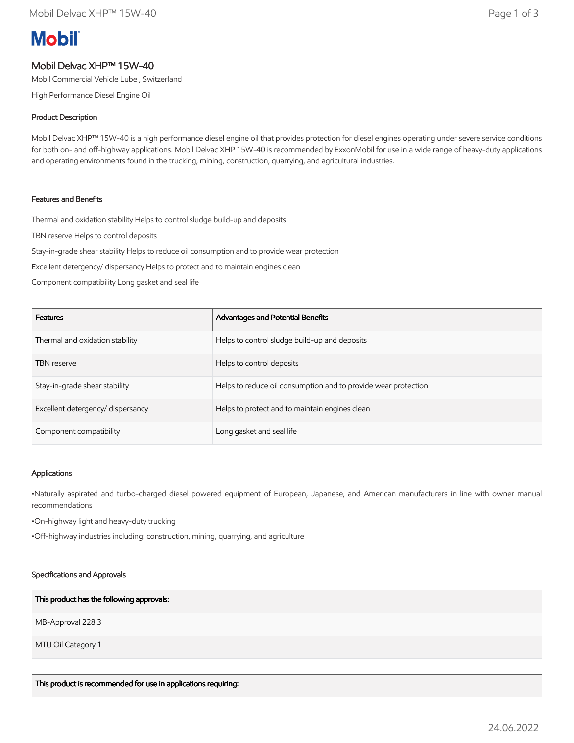# Mobil Delvac XHP™ 15W-40

Mobil Commercial Vehicle Lube , Switzerland

High Performance Diesel Engine Oil

## Product Description

Mobil Delvac XHP™ 15W-40 is a high performance diesel engine oil that provides protection for diesel engines operating under severe service conditions for both on- and off-highway applications. Mobil Delvac XHP 15W-40 is recommended by ExxonMobil for use in a wide range of heavy-duty applications and operating environments found in the trucking, mining, construction, quarrying, and agricultural industries.

## Features and Benefits

Thermal and oxidation stability Helps to control sludge build-up and deposits

TBN reserve Helps to control deposits

Stay-in-grade shear stability Helps to reduce oil consumption and to provide wear protection

Excellent detergency/ dispersancy Helps to protect and to maintain engines clean

Component compatibility Long gasket and seal life

| Features | Advantages and Potential Benefits |
| --- | --- |
| Thermal and oxidation stability | Helps to control sludge build-up and deposits |
| TBN reserve | Helps to control deposits |
| Stay-in-grade shear stability | Helps to reduce oil consumption and to provide wear protection |
| Excellent detergency/ dispersancy | Helps to protect and to maintain engines clean |
| Component compatibility | Long gasket and seal life |

## Applications

•Naturally aspirated and turbo-charged diesel powered equipment of European, Japanese, and American manufacturers in line with owner manual recommendations

•On-highway light and heavy-duty trucking

•Off-highway industries including: construction, mining, quarrying, and agriculture

## Specifications and Approvals

| This product has the following approvals: |
| --- |
| MB-Approval 228.3 |
| MTU Oil Category 1 |

| This product is recommended for use in applications requiring: |
| --- |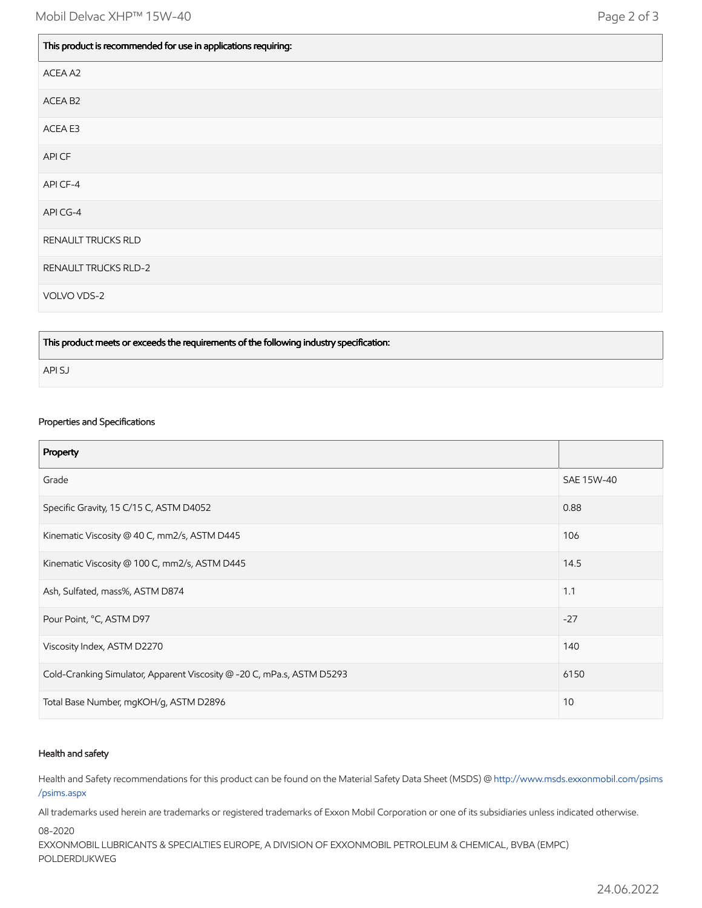| This product is recommended for use in applications requiring: |
| --- |
| ACEA A2 |
| ACEA B2 |
| ACEA E3 |
| API CF |
| API CF-4 |
| API CG-4 |
| RENAULT TRUCKS RLD |
| RENAULT TRUCKS RLD-2 |
| VOLVO VDS-2 |

| This product meets or exceeds the requirements of the following industry specification: |
| --- |
| API SJ |

#### Properties and Specifications

| Property | |
| --- | --- |
| Grade | SAE 15W-40 |
| Specific Gravity, 15 C/15 C, ASTM D4052 | 0.88 |
| Kinematic Viscosity @ 40 C, mm2/s, ASTM D445 | 106 |
| Kinematic Viscosity @ 100 C, mm2/s, ASTM D445 | 14.5 |
| Ash, Sulfated, mass%, ASTM D874 | 1.1 |
| Pour Point, °C, ASTM D97 | -27 |
| Viscosity Index, ASTM D2270 | 140 |
| Cold-Cranking Simulator, Apparent Viscosity @ -20 C, mPa.s, ASTM D5293 | 6150 |
| Total Base Number, mgKOH/g, ASTM D2896 | 10 |

#### Health and safety

Health and Safety recommendations for this product can be found on the Material Safety Data Sheet (MSDS) @ http://www.msds.exxonmobil.com/psims/psims.aspx

All trademarks used herein are trademarks or registered trademarks of Exxon Mobil Corporation or one of its subsidiaries unless indicated otherwise.

08-2020
EXXONMOBIL LUBRICANTS & SPECIALTIES EUROPE, A DIVISION OF EXXONMOBIL PETROLEUM & CHEMICAL, BVBA (EMPC)
POLDERDIJKWEG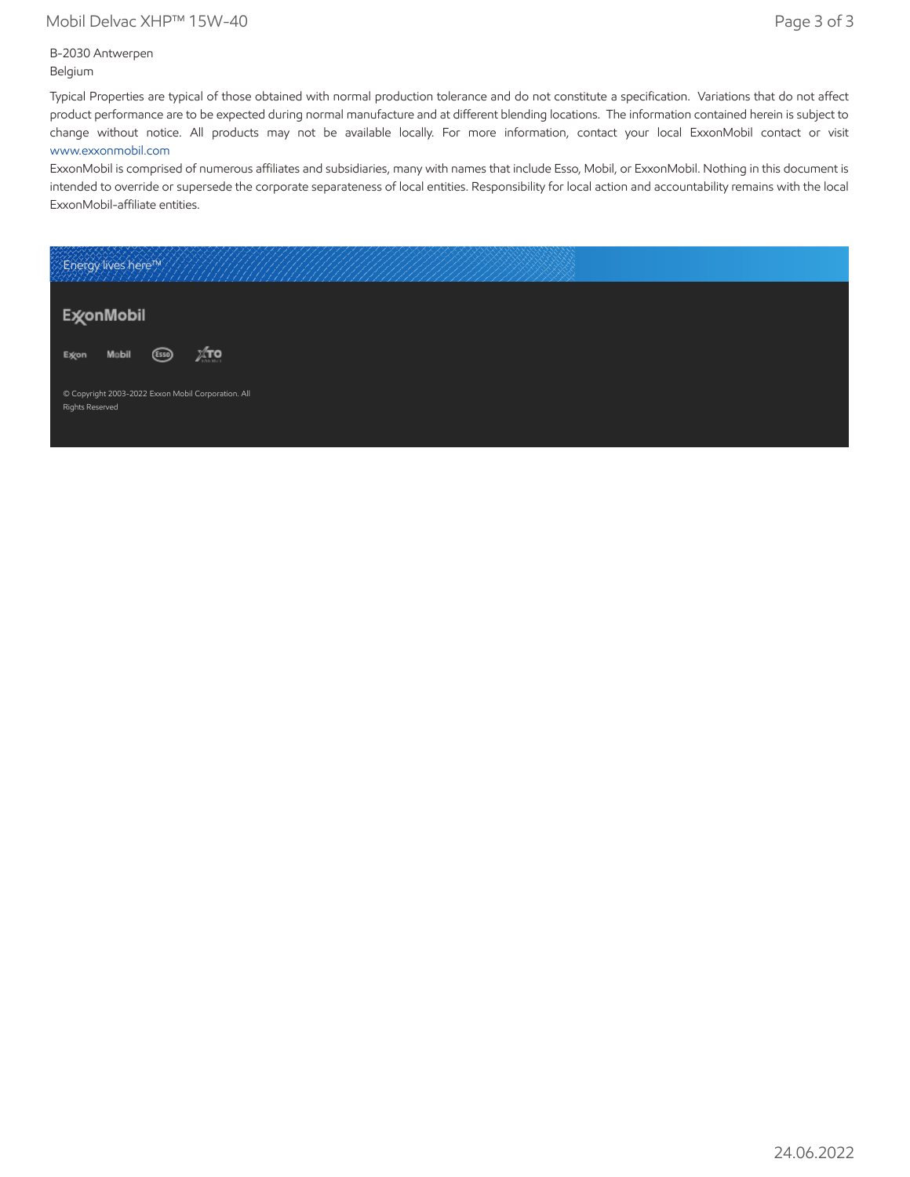B-2030 Antwerpen
Belgium

Typical Properties are typical of those obtained with normal production tolerance and do not constitute a specification. Variations that do not affect product performance are to be expected during normal manufacture and at different blending locations. The information contained herein is subject to change without notice. All products may not be available locally. For more information, contact your local ExxonMobil contact or visit www.exxonmobil.com

ExxonMobil is comprised of numerous affiliates and subsidiaries, many with names that include Esso, Mobil, or ExxonMobil. Nothing in this document is intended to override or supersede the corporate separateness of local entities. Responsibility for local action and accountability remains with the local ExxonMobil-affiliate entities.

Energy lives here™

ExxonMobil

Exxon Mobil Esso XTO

© Copyright 2003-2022 Exxon Mobil Corporation. All Rights Reserved

24.06.2022